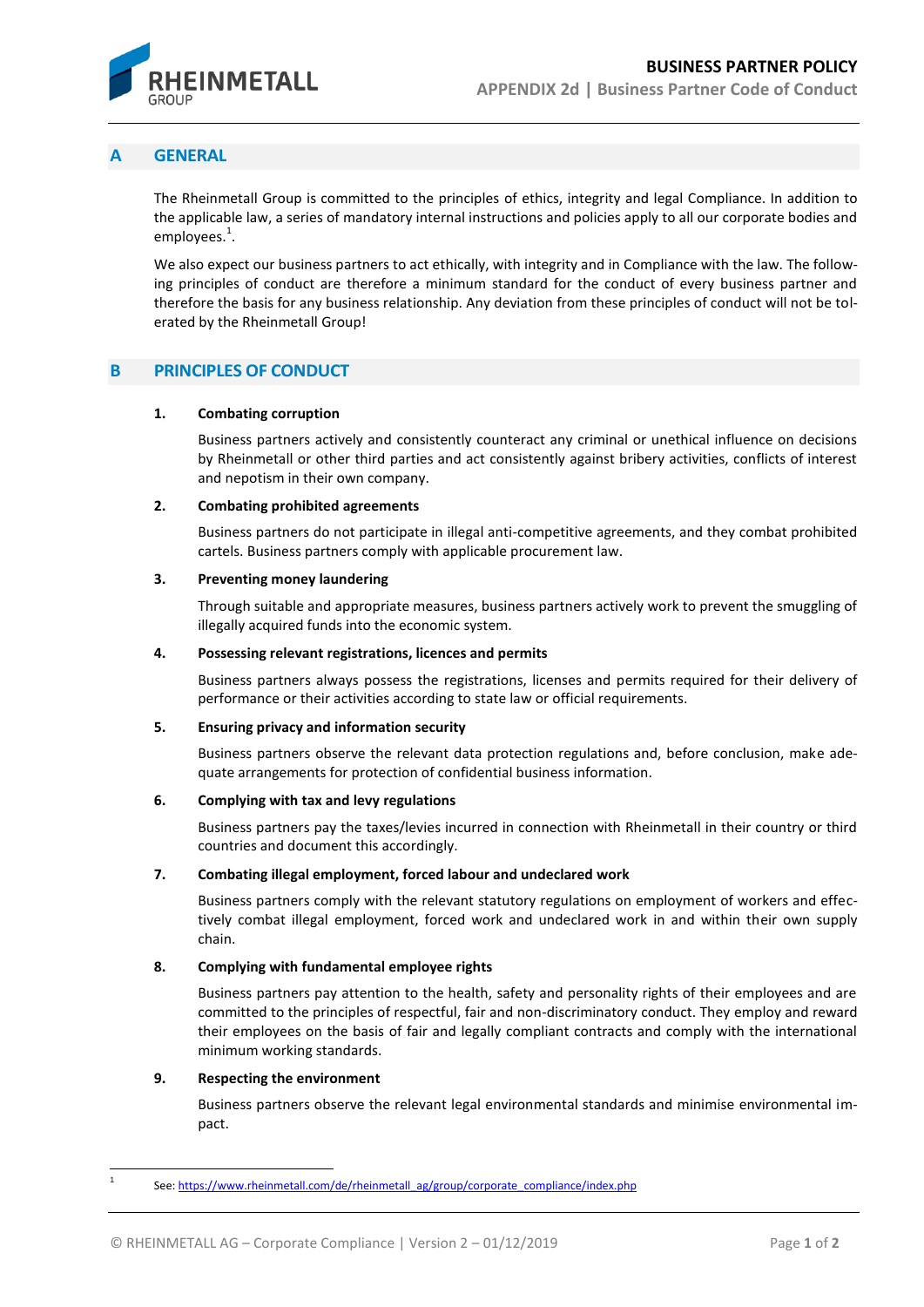# BUSINESS PARTNER POLICY

## APPENDIX 2d | Business Partner Code of Conduct

## A GENERAL

The Rheinmetall Group is committed to the principles of ethics, integrity and legal Compliance. In addition to the applicable law, a series of mandatory internal instructions and policies apply to all our corporate bodies and employees.[1].

We also expect our business partners to act ethically, with integrity and in Compliance with the law. The following principles of conduct are therefore a minimum standard for the conduct of every business partner and therefore the basis for any business relationship. Any deviation from these principles of conduct will not be tolerated by the Rheinmetall Group!

## B PRINCIPLES OF CONDUCT

**1. Combating corruption**

Business partners actively and consistently counteract any criminal or unethical influence on decisions by Rheinmetall or other third parties and act consistently against bribery activities, conflicts of interest and nepotism in their own company.

**2. Combating prohibited agreements**

Business partners do not participate in illegal anti-competitive agreements, and they combat prohibited cartels. Business partners comply with applicable procurement law.

**3. Preventing money laundering**

Through suitable and appropriate measures, business partners actively work to prevent the smuggling of illegally acquired funds into the economic system.

**4. Possessing relevant registrations, licences and permits**

Business partners always possess the registrations, licenses and permits required for their delivery of performance or their activities according to state law or official requirements.

**5. Ensuring privacy and information security**

Business partners observe the relevant data protection regulations and, before conclusion, make adequate arrangements for protection of confidential business information.

**6. Complying with tax and levy regulations**

Business partners pay the taxes/levies incurred in connection with Rheinmetall in their country or third countries and document this accordingly.

**7. Combating illegal employment, forced labour and undeclared work**

Business partners comply with the relevant statutory regulations on employment of workers and effectively combat illegal employment, forced work and undeclared work in and within their own supply chain.

**8. Complying with fundamental employee rights**

Business partners pay attention to the health, safety and personality rights of their employees and are committed to the principles of respectful, fair and non-discriminatory conduct. They employ and reward their employees on the basis of fair and legally compliant contracts and comply with the international minimum working standards.

**9. Respecting the environment**

Business partners observe the relevant legal environmental standards and minimise environmental impact.

---

[1] See: https://www.rheinmetall.com/de/rheinmetall_ag/group/corporate_compliance/index.php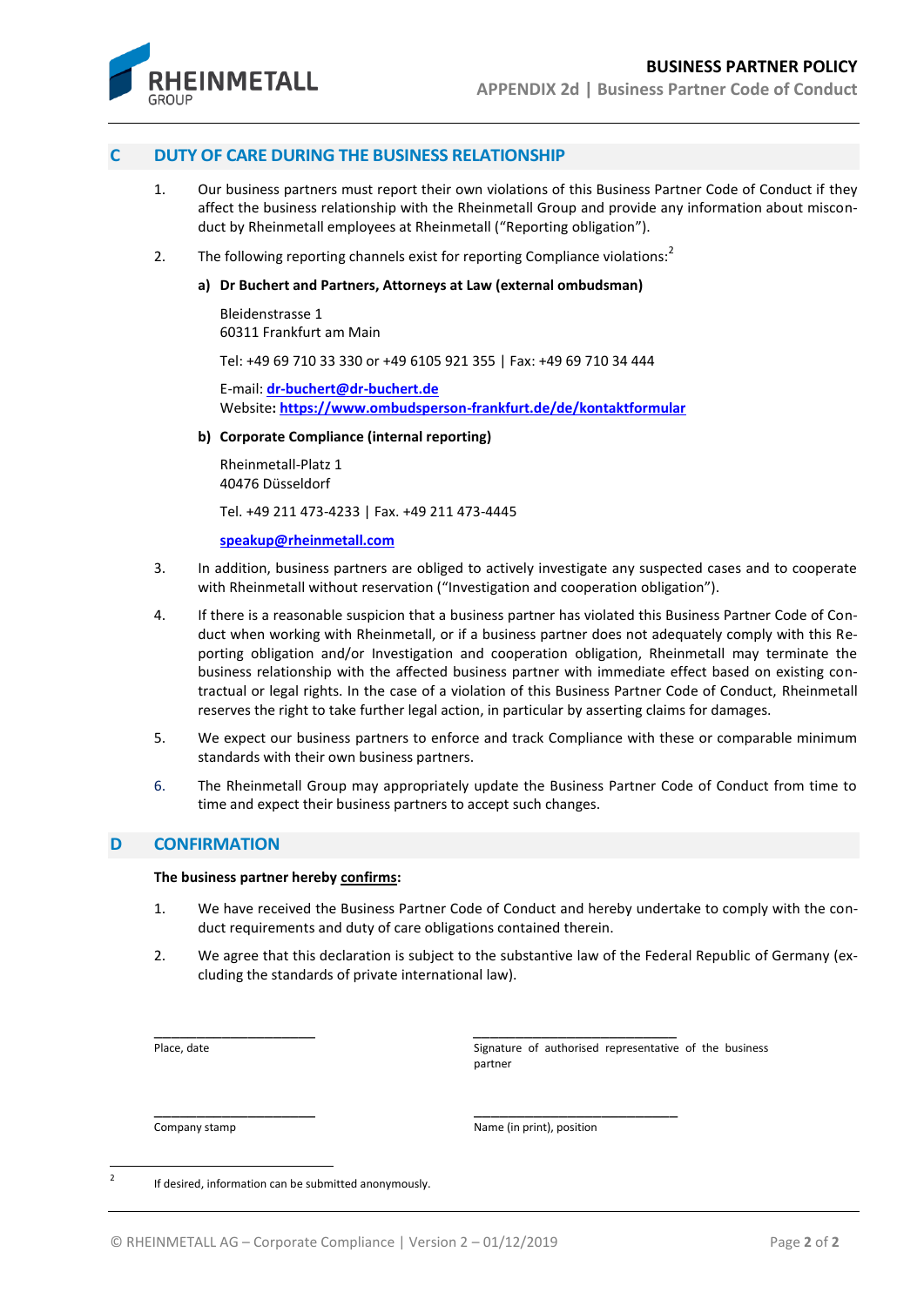## C DUTY OF CARE DURING THE BUSINESS RELATIONSHIP

1. Our business partners must report their own violations of this Business Partner Code of Conduct if they affect the business relationship with the Rheinmetall Group and provide any information about misconduct by Rheinmetall employees at Rheinmetall ("Reporting obligation").

2. The following reporting channels exist for reporting Compliance violations:[2]

   **a) Dr Buchert and Partners, Attorneys at Law (external ombudsman)**

   Bleidenstrasse 1
   60311 Frankfurt am Main

   Tel: +49 69 710 33 330 or +49 6105 921 355 | Fax: +49 69 710 34 444

   E-mail: **dr-buchert@dr-buchert.de**
   Website**: https://www.ombudsperson-frankfurt.de/de/kontaktformular**

   **b) Corporate Compliance (internal reporting)**

   Rheinmetall-Platz 1
   40476 Düsseldorf

   Tel. +49 211 473-4233 | Fax. +49 211 473-4445

   **speakup@rheinmetall.com**

3. In addition, business partners are obliged to actively investigate any suspected cases and to cooperate with Rheinmetall without reservation ("Investigation and cooperation obligation").

4. If there is a reasonable suspicion that a business partner has violated this Business Partner Code of Conduct when working with Rheinmetall, or if a business partner does not adequately comply with this Reporting obligation and/or Investigation and cooperation obligation, Rheinmetall may terminate the business relationship with the affected business partner with immediate effect based on existing contractual or legal rights. In the case of a violation of this Business Partner Code of Conduct, Rheinmetall reserves the right to take further legal action, in particular by asserting claims for damages.

5. We expect our business partners to enforce and track Compliance with these or comparable minimum standards with their own business partners.

6. The Rheinmetall Group may appropriately update the Business Partner Code of Conduct from time to time and expect their business partners to accept such changes.

## D CONFIRMATION

**The business partner hereby confirms:**

1. We have received the Business Partner Code of Conduct and hereby undertake to comply with the conduct requirements and duty of care obligations contained therein.

2. We agree that this declaration is subject to the substantive law of the Federal Republic of Germany (excluding the standards of private international law).

______________________
Place, date

______________________
Signature of authorised representative of the business partner

______________________
Company stamp

______________________
Name (in print), position

[2] If desired, information can be submitted anonymously.